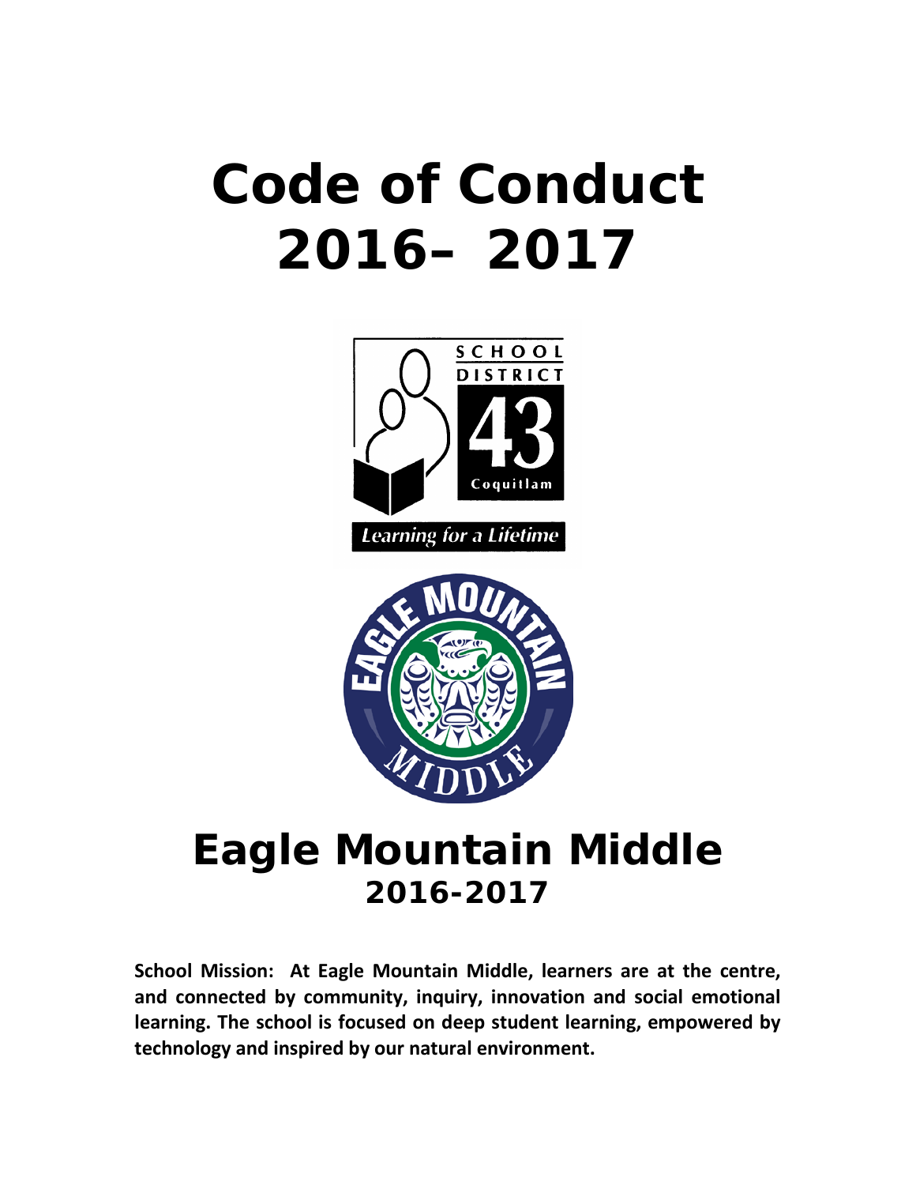# Code of Conduct
# 2016– 2017

SCHOOL DISTRICT 43 Coquitlam

*Learning for a Lifetime*

EAGLE MOUNTAIN MIDDLE

# Eagle Mountain Middle
## 2016-2017

**School Mission: At Eagle Mountain Middle, learners are at the centre, and connected by community, inquiry, innovation and social emotional learning. The school is focused on deep student learning, empowered by technology and inspired by our natural environment.**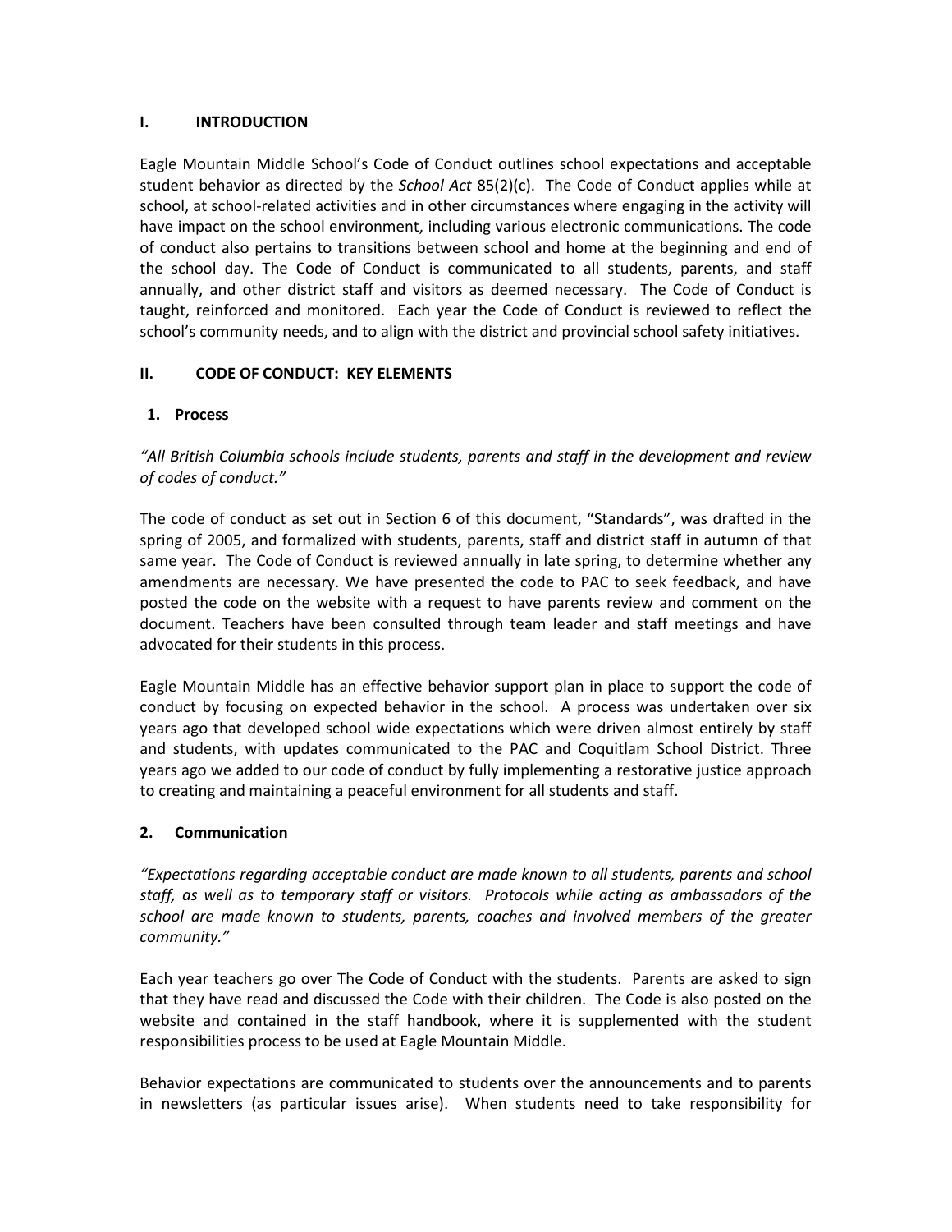## I. INTRODUCTION

Eagle Mountain Middle School's Code of Conduct outlines school expectations and acceptable student behavior as directed by the *School Act* 85(2)(c). The Code of Conduct applies while at school, at school-related activities and in other circumstances where engaging in the activity will have impact on the school environment, including various electronic communications. The code of conduct also pertains to transitions between school and home at the beginning and end of the school day. The Code of Conduct is communicated to all students, parents, and staff annually, and other district staff and visitors as deemed necessary. The Code of Conduct is taught, reinforced and monitored. Each year the Code of Conduct is reviewed to reflect the school's community needs, and to align with the district and provincial school safety initiatives.

## II. CODE OF CONDUCT: KEY ELEMENTS

### 1. Process

*"All British Columbia schools include students, parents and staff in the development and review of codes of conduct."*

The code of conduct as set out in Section 6 of this document, "Standards", was drafted in the spring of 2005, and formalized with students, parents, staff and district staff in autumn of that same year. The Code of Conduct is reviewed annually in late spring, to determine whether any amendments are necessary. We have presented the code to PAC to seek feedback, and have posted the code on the website with a request to have parents review and comment on the document. Teachers have been consulted through team leader and staff meetings and have advocated for their students in this process.

Eagle Mountain Middle has an effective behavior support plan in place to support the code of conduct by focusing on expected behavior in the school. A process was undertaken over six years ago that developed school wide expectations which were driven almost entirely by staff and students, with updates communicated to the PAC and Coquitlam School District. Three years ago we added to our code of conduct by fully implementing a restorative justice approach to creating and maintaining a peaceful environment for all students and staff.

### 2. Communication

*"Expectations regarding acceptable conduct are made known to all students, parents and school staff, as well as to temporary staff or visitors. Protocols while acting as ambassadors of the school are made known to students, parents, coaches and involved members of the greater community."*

Each year teachers go over The Code of Conduct with the students. Parents are asked to sign that they have read and discussed the Code with their children. The Code is also posted on the website and contained in the staff handbook, where it is supplemented with the student responsibilities process to be used at Eagle Mountain Middle.

Behavior expectations are communicated to students over the announcements and to parents in newsletters (as particular issues arise). When students need to take responsibility for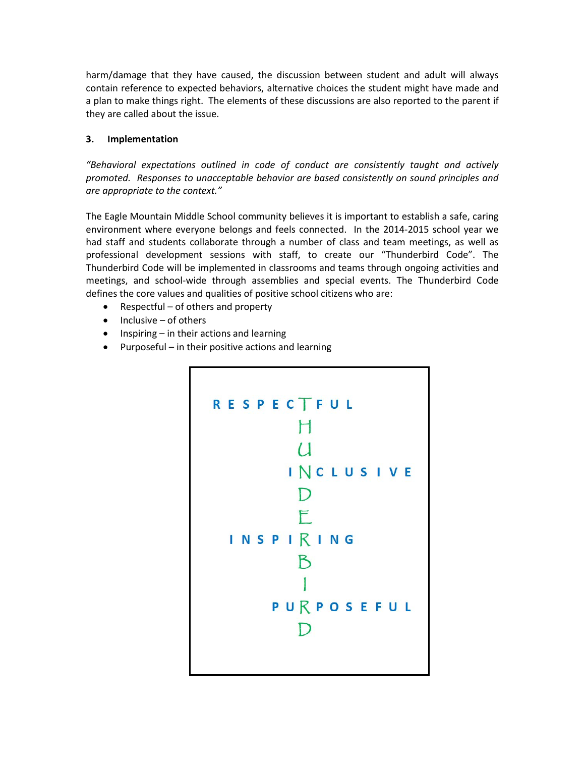harm/damage that they have caused, the discussion between student and adult will always contain reference to expected behaviors, alternative choices the student might have made and a plan to make things right. The elements of these discussions are also reported to the parent if they are called about the issue.

**3. Implementation**

*"Behavioral expectations outlined in code of conduct are consistently taught and actively promoted. Responses to unacceptable behavior are based consistently on sound principles and are appropriate to the context."*

The Eagle Mountain Middle School community believes it is important to establish a safe, caring environment where everyone belongs and feels connected. In the 2014-2015 school year we had staff and students collaborate through a number of class and team meetings, as well as professional development sessions with staff, to create our "Thunderbird Code". The Thunderbird Code will be implemented in classrooms and teams through ongoing activities and meetings, and school-wide through assemblies and special events. The Thunderbird Code defines the core values and qualities of positive school citizens who are:

- Respectful – of others and property
- Inclusive – of others
- Inspiring – in their actions and learning
- Purposeful – in their positive actions and learning

```
RESPECTFUL
      H
      U
     INCLUSIVE
      D
      E
 INSPIRING
      B
      I
    PURPOSEFUL
      D
```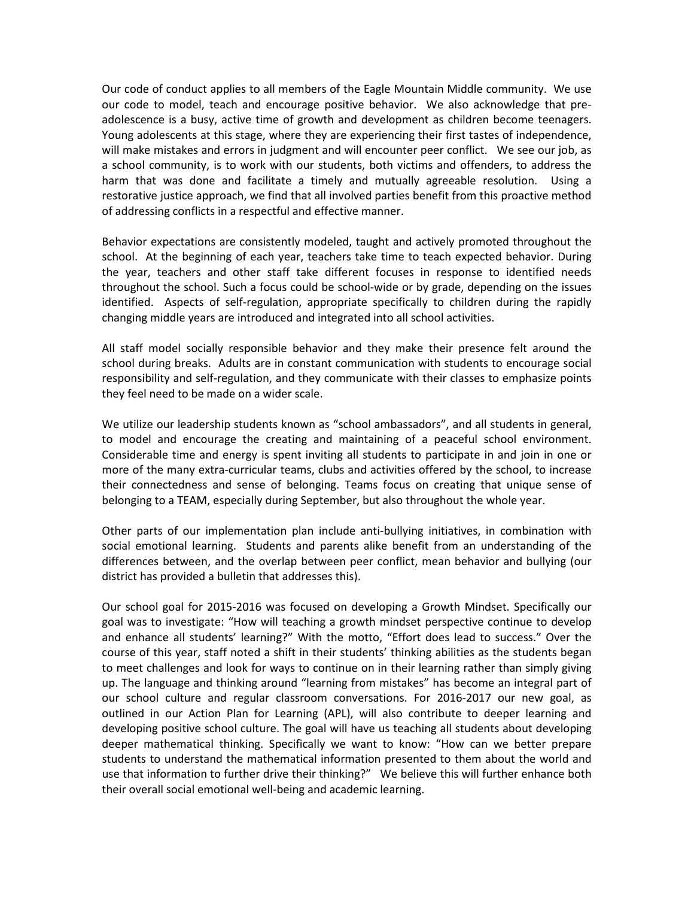Our code of conduct applies to all members of the Eagle Mountain Middle community. We use our code to model, teach and encourage positive behavior. We also acknowledge that pre-adolescence is a busy, active time of growth and development as children become teenagers. Young adolescents at this stage, where they are experiencing their first tastes of independence, will make mistakes and errors in judgment and will encounter peer conflict. We see our job, as a school community, is to work with our students, both victims and offenders, to address the harm that was done and facilitate a timely and mutually agreeable resolution. Using a restorative justice approach, we find that all involved parties benefit from this proactive method of addressing conflicts in a respectful and effective manner.

Behavior expectations are consistently modeled, taught and actively promoted throughout the school. At the beginning of each year, teachers take time to teach expected behavior. During the year, teachers and other staff take different focuses in response to identified needs throughout the school. Such a focus could be school-wide or by grade, depending on the issues identified. Aspects of self-regulation, appropriate specifically to children during the rapidly changing middle years are introduced and integrated into all school activities.

All staff model socially responsible behavior and they make their presence felt around the school during breaks. Adults are in constant communication with students to encourage social responsibility and self-regulation, and they communicate with their classes to emphasize points they feel need to be made on a wider scale.

We utilize our leadership students known as "school ambassadors", and all students in general, to model and encourage the creating and maintaining of a peaceful school environment. Considerable time and energy is spent inviting all students to participate in and join in one or more of the many extra-curricular teams, clubs and activities offered by the school, to increase their connectedness and sense of belonging. Teams focus on creating that unique sense of belonging to a TEAM, especially during September, but also throughout the whole year.

Other parts of our implementation plan include anti-bullying initiatives, in combination with social emotional learning. Students and parents alike benefit from an understanding of the differences between, and the overlap between peer conflict, mean behavior and bullying (our district has provided a bulletin that addresses this).

Our school goal for 2015-2016 was focused on developing a Growth Mindset. Specifically our goal was to investigate: "How will teaching a growth mindset perspective continue to develop and enhance all students' learning?" With the motto, "Effort does lead to success." Over the course of this year, staff noted a shift in their students' thinking abilities as the students began to meet challenges and look for ways to continue on in their learning rather than simply giving up. The language and thinking around "learning from mistakes" has become an integral part of our school culture and regular classroom conversations. For 2016-2017 our new goal, as outlined in our Action Plan for Learning (APL), will also contribute to deeper learning and developing positive school culture. The goal will have us teaching all students about developing deeper mathematical thinking. Specifically we want to know: "How can we better prepare students to understand the mathematical information presented to them about the world and use that information to further drive their thinking?" We believe this will further enhance both their overall social emotional well-being and academic learning.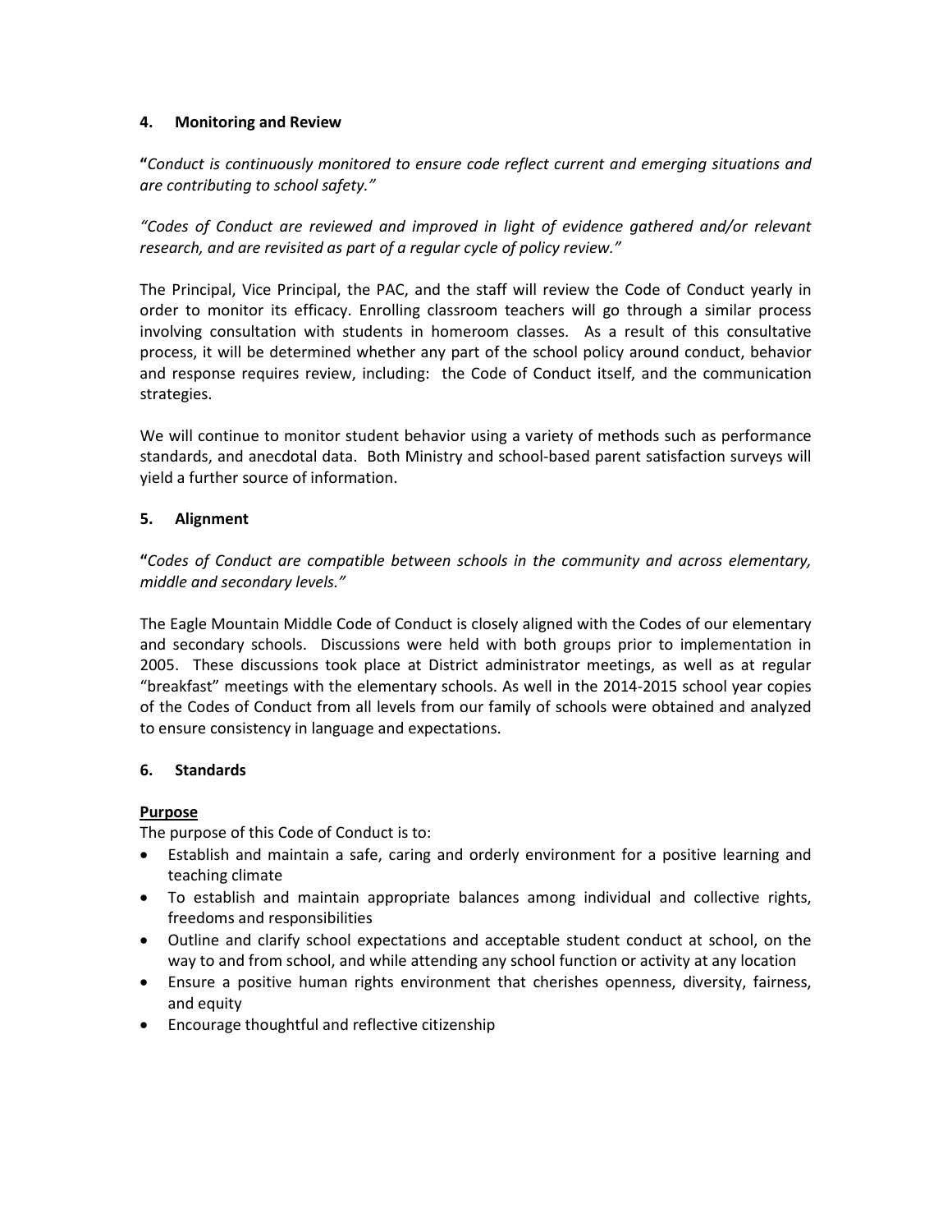#### 4. Monitoring and Review

**"***Conduct is continuously monitored to ensure code reflect current and emerging situations and are contributing to school safety."*

*"Codes of Conduct are reviewed and improved in light of evidence gathered and/or relevant research, and are revisited as part of a regular cycle of policy review."*

The Principal, Vice Principal, the PAC, and the staff will review the Code of Conduct yearly in order to monitor its efficacy. Enrolling classroom teachers will go through a similar process involving consultation with students in homeroom classes. As a result of this consultative process, it will be determined whether any part of the school policy around conduct, behavior and response requires review, including: the Code of Conduct itself, and the communication strategies.

We will continue to monitor student behavior using a variety of methods such as performance standards, and anecdotal data. Both Ministry and school-based parent satisfaction surveys will yield a further source of information.

#### 5. Alignment

**"***Codes of Conduct are compatible between schools in the community and across elementary, middle and secondary levels."*

The Eagle Mountain Middle Code of Conduct is closely aligned with the Codes of our elementary and secondary schools. Discussions were held with both groups prior to implementation in 2005. These discussions took place at District administrator meetings, as well as at regular "breakfast" meetings with the elementary schools. As well in the 2014-2015 school year copies of the Codes of Conduct from all levels from our family of schools were obtained and analyzed to ensure consistency in language and expectations.

#### 6. Standards

**<u>Purpose</u>**

The purpose of this Code of Conduct is to:

- Establish and maintain a safe, caring and orderly environment for a positive learning and teaching climate
- To establish and maintain appropriate balances among individual and collective rights, freedoms and responsibilities
- Outline and clarify school expectations and acceptable student conduct at school, on the way to and from school, and while attending any school function or activity at any location
- Ensure a positive human rights environment that cherishes openness, diversity, fairness, and equity
- Encourage thoughtful and reflective citizenship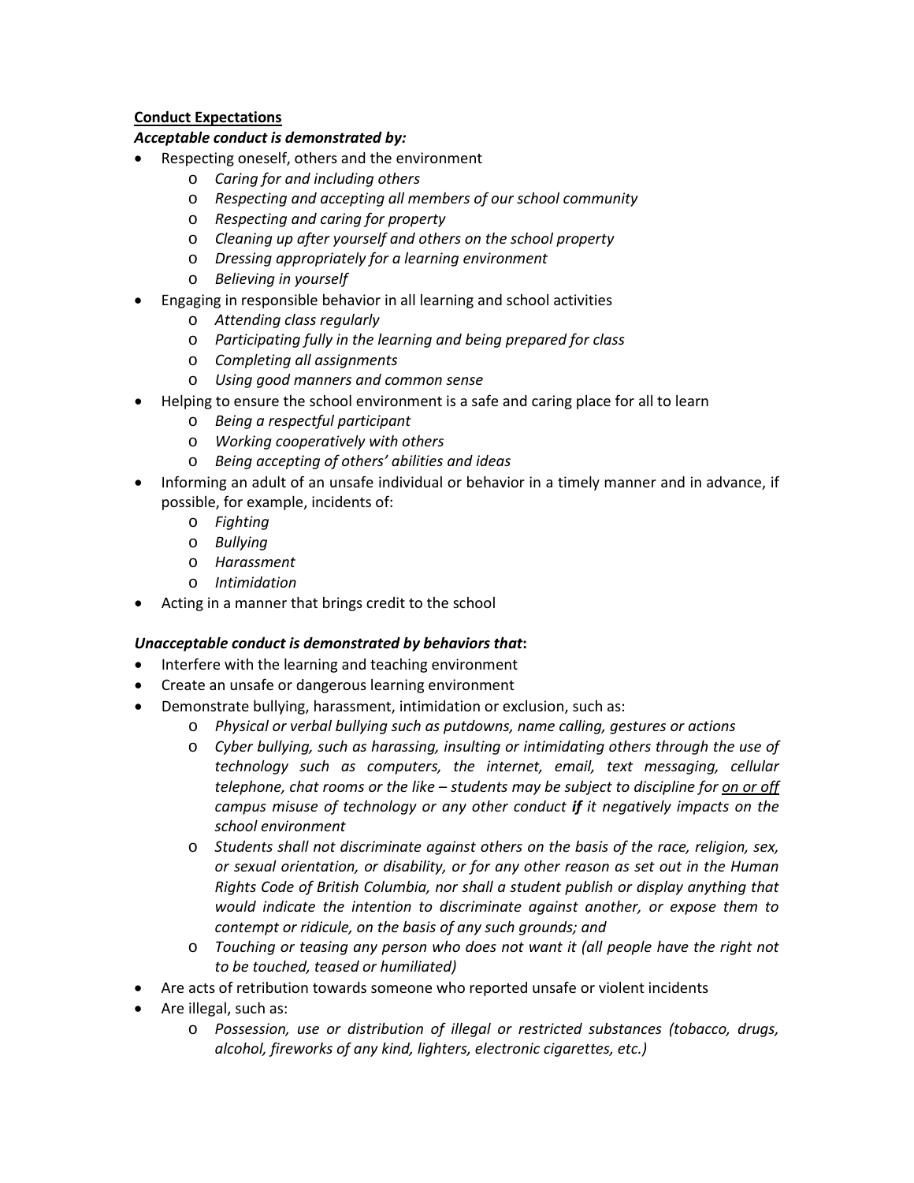**<u>Conduct Expectations</u>**

***Acceptable conduct is demonstrated by:***

- Respecting oneself, others and the environment
  - *Caring for and including others*
  - *Respecting and accepting all members of our school community*
  - *Respecting and caring for property*
  - *Cleaning up after yourself and others on the school property*
  - *Dressing appropriately for a learning environment*
  - *Believing in yourself*
- Engaging in responsible behavior in all learning and school activities
  - *Attending class regularly*
  - *Participating fully in the learning and being prepared for class*
  - *Completing all assignments*
  - *Using good manners and common sense*
- Helping to ensure the school environment is a safe and caring place for all to learn
  - *Being a respectful participant*
  - *Working cooperatively with others*
  - *Being accepting of others' abilities and ideas*
- Informing an adult of an unsafe individual or behavior in a timely manner and in advance, if possible, for example, incidents of:
  - *Fighting*
  - *Bullying*
  - *Harassment*
  - *Intimidation*
- Acting in a manner that brings credit to the school

***Unacceptable conduct is demonstrated by behaviors that*:**

- Interfere with the learning and teaching environment
- Create an unsafe or dangerous learning environment
- Demonstrate bullying, harassment, intimidation or exclusion, such as:
  - *Physical or verbal bullying such as putdowns, name calling, gestures or actions*
  - *Cyber bullying, such as harassing, insulting or intimidating others through the use of technology such as computers, the internet, email, text messaging, cellular telephone, chat rooms or the like – students may be subject to discipline for <u>on or off</u> campus misuse of technology or any other conduct **if** it negatively impacts on the school environment*
  - *Students shall not discriminate against others on the basis of the race, religion, sex, or sexual orientation, or disability, or for any other reason as set out in the Human Rights Code of British Columbia, nor shall a student publish or display anything that would indicate the intention to discriminate against another, or expose them to contempt or ridicule, on the basis of any such grounds; and*
  - *Touching or teasing any person who does not want it (all people have the right not to be touched, teased or humiliated)*
- Are acts of retribution towards someone who reported unsafe or violent incidents
- Are illegal, such as:
  - *Possession, use or distribution of illegal or restricted substances (tobacco, drugs, alcohol, fireworks of any kind, lighters, electronic cigarettes, etc.)*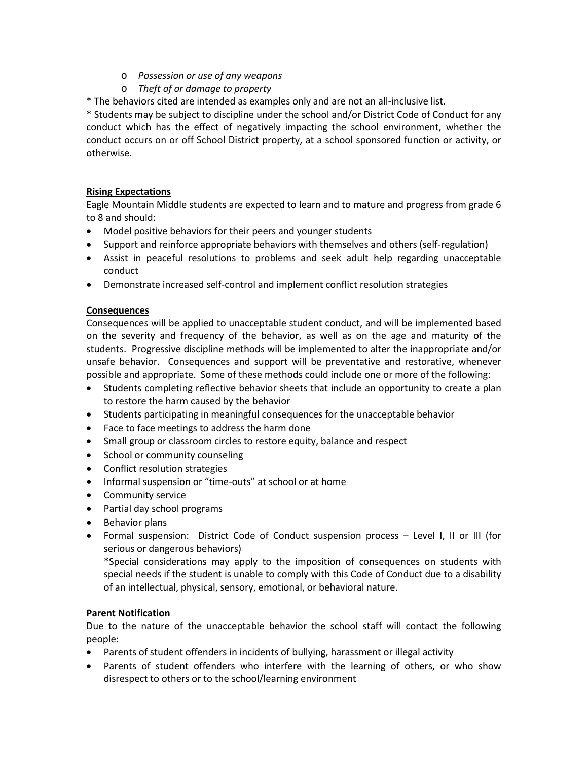- *Possession or use of any weapons*
  - *Theft of or damage to property*

* The behaviors cited are intended as examples only and are not an all-inclusive list.

* Students may be subject to discipline under the school and/or District Code of Conduct for any conduct which has the effect of negatively impacting the school environment, whether the conduct occurs on or off School District property, at a school sponsored function or activity, or otherwise.

**Rising Expectations**

Eagle Mountain Middle students are expected to learn and to mature and progress from grade 6 to 8 and should:

- Model positive behaviors for their peers and younger students
- Support and reinforce appropriate behaviors with themselves and others (self-regulation)
- Assist in peaceful resolutions to problems and seek adult help regarding unacceptable conduct
- Demonstrate increased self-control and implement conflict resolution strategies

**Consequences**

Consequences will be applied to unacceptable student conduct, and will be implemented based on the severity and frequency of the behavior, as well as on the age and maturity of the students. Progressive discipline methods will be implemented to alter the inappropriate and/or unsafe behavior. Consequences and support will be preventative and restorative, whenever possible and appropriate. Some of these methods could include one or more of the following:

- Students completing reflective behavior sheets that include an opportunity to create a plan to restore the harm caused by the behavior
- Students participating in meaningful consequences for the unacceptable behavior
- Face to face meetings to address the harm done
- Small group or classroom circles to restore equity, balance and respect
- School or community counseling
- Conflict resolution strategies
- Informal suspension or "time-outs" at school or at home
- Community service
- Partial day school programs
- Behavior plans
- Formal suspension: District Code of Conduct suspension process – Level I, II or III (for serious or dangerous behaviors)

  *Special considerations may apply to the imposition of consequences on students with special needs if the student is unable to comply with this Code of Conduct due to a disability of an intellectual, physical, sensory, emotional, or behavioral nature.

**Parent Notification**

Due to the nature of the unacceptable behavior the school staff will contact the following people:

- Parents of student offenders in incidents of bullying, harassment or illegal activity
- Parents of student offenders who interfere with the learning of others, or who show disrespect to others or to the school/learning environment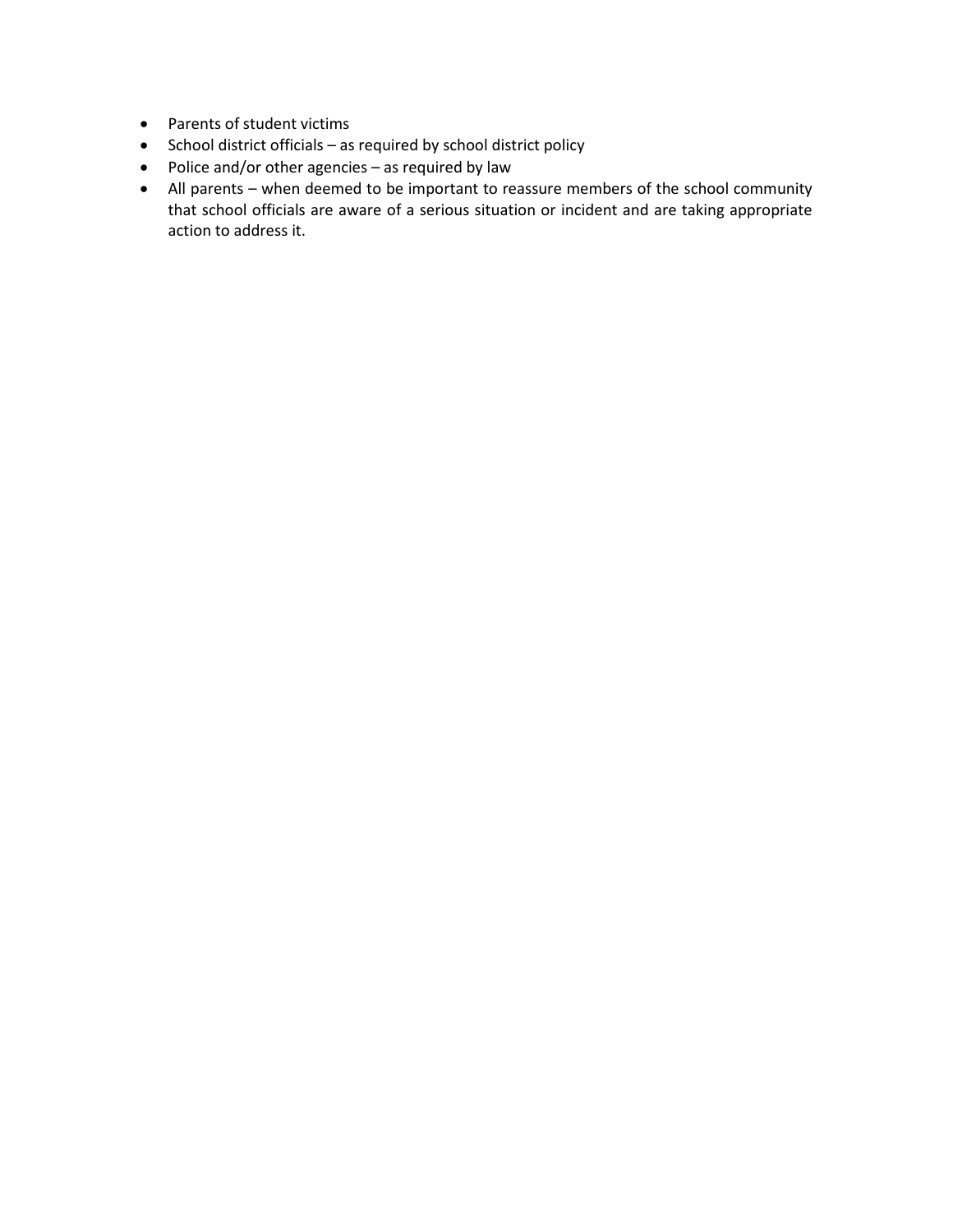- Parents of student victims
- School district officials – as required by school district policy
- Police and/or other agencies – as required by law
- All parents – when deemed to be important to reassure members of the school community that school officials are aware of a serious situation or incident and are taking appropriate action to address it.